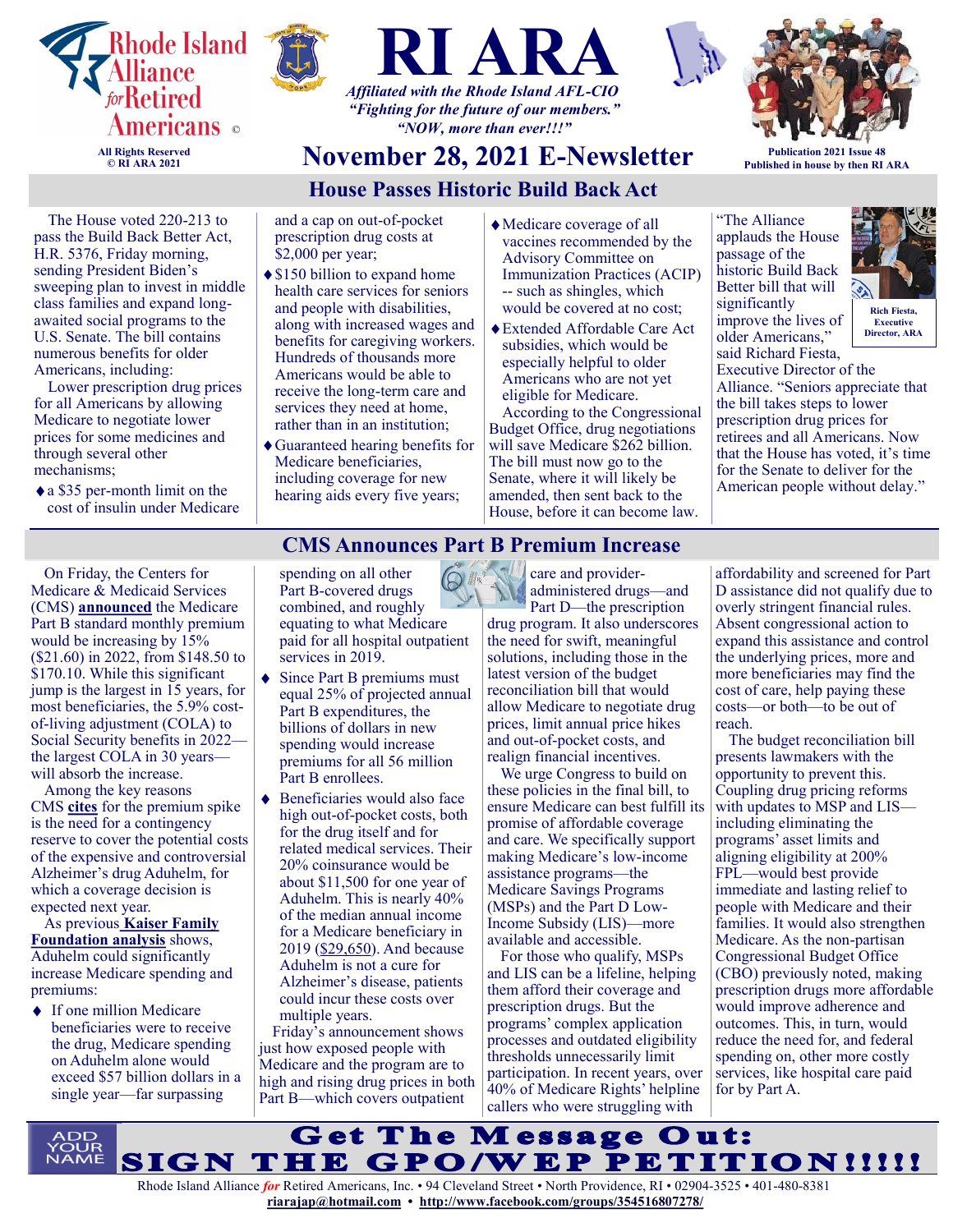**Rhode Island Alliance for Retired Americans** ©

All Rights Reserved
© RI ARA 2021

# RI ARA

*Affiliated with the Rhode Island AFL-CIO*
*"Fighting for the future of our members."*
*"NOW, more than ever!!!"*

## November 28, 2021 E-Newsletter

Publication 2021 Issue 48
Published in house by then RI ARA

## House Passes Historic Build Back Act

The House voted 220-213 to pass the Build Back Better Act, H.R. 5376, Friday morning, sending President Biden's sweeping plan to invest in middle class families and expand long-awaited social programs to the U.S. Senate. The bill contains numerous benefits for older Americans, including:

Lower prescription drug prices for all Americans by allowing Medicare to negotiate lower prices for some medicines and through several other mechanisms;

- a $35 per-month limit on the cost of insulin under Medicare and a cap on out-of-pocket prescription drug costs at $2,000 per year;
- $150 billion to expand home health care services for seniors and people with disabilities, along with increased wages and benefits for caregiving workers. Hundreds of thousands more Americans would be able to receive the long-term care and services they need at home, rather than in an institution;
- Guaranteed hearing benefits for Medicare beneficiaries, including coverage for new hearing aids every five years;
- Medicare coverage of all vaccines recommended by the Advisory Committee on Immunization Practices (ACIP) -- such as shingles, which would be covered at no cost;
- Extended Affordable Care Act subsidies, which would be especially helpful to older Americans who are not yet eligible for Medicare.

According to the Congressional Budget Office, drug negotiations will save Medicare $262 billion. The bill must now go to the Senate, where it will likely be amended, then sent back to the House, before it can become law.

"The Alliance applauds the House passage of the historic Build Back Better bill that will significantly improve the lives of older Americans," said Richard Fiesta, Executive Director of the Alliance. "Seniors appreciate that the bill takes steps to lower prescription drug prices for retirees and all Americans. Now that the House has voted, it's time for the Senate to deliver for the American people without delay."

Rich Fiesta, Executive Director, ARA

## CMS Announces Part B Premium Increase

On Friday, the Centers for Medicare & Medicaid Services (CMS) **announced** the Medicare Part B standard monthly premium would be increasing by 15% ($21.60) in 2022, from $148.50 to $170.10. While this significant jump is the largest in 15 years, for most beneficiaries, the 5.9% cost-of-living adjustment (COLA) to Social Security benefits in 2022—the largest COLA in 30 years—will absorb the increase.

Among the key reasons CMS **cites** for the premium spike is the need for a contingency reserve to cover the potential costs of the expensive and controversial Alzheimer's drug Aduhelm, for which a coverage decision is expected next year.

As previous **Kaiser Family Foundation analysis** shows, Aduhelm could significantly increase Medicare spending and premiums:

- If one million Medicare beneficiaries were to receive the drug, Medicare spending on Aduhelm alone would exceed $57 billion dollars in a single year—far surpassing spending on all other Part B-covered drugs combined, and roughly equating to what Medicare paid for all hospital outpatient services in 2019.
- Since Part B premiums must equal 25% of projected annual Part B expenditures, the billions of dollars in new spending would increase premiums for all 56 million Part B enrollees.
- Beneficiaries would also face high out-of-pocket costs, both for the drug itself and for related medical services. Their 20% coinsurance would be about $11,500 for one year of Aduhelm. This is nearly 40% of the median annual income for a Medicare beneficiary in 2019 ($29,650). And because Aduhelm is not a cure for Alzheimer's disease, patients could incur these costs over multiple years.

Friday's announcement shows just how exposed people with Medicare and the program are to high and rising drug prices in both Part B—which covers outpatient care and provider-administered drugs—and Part D—the prescription drug program. It also underscores the need for swift, meaningful solutions, including those in the latest version of the budget reconciliation bill that would allow Medicare to negotiate drug prices, limit annual price hikes and out-of-pocket costs, and realign financial incentives.

We urge Congress to build on these policies in the final bill, to ensure Medicare can best fulfill its promise of affordable coverage and care. We specifically support making Medicare's low-income assistance programs—the Medicare Savings Programs (MSPs) and the Part D Low-Income Subsidy (LIS)—more available and accessible.

For those who qualify, MSPs and LIS can be a lifeline, helping them afford their coverage and prescription drugs. But the programs' complex application processes and outdated eligibility thresholds unnecessarily limit participation. In recent years, over 40% of Medicare Rights' helpline callers who were struggling with affordability and screened for Part D assistance did not qualify due to overly stringent financial rules. Absent congressional action to expand this assistance and control the underlying prices, more and more beneficiaries may find the cost of care, help paying these costs—or both—to be out of reach.

The budget reconciliation bill presents lawmakers with the opportunity to prevent this. Coupling drug pricing reforms with updates to MSP and LIS—including eliminating the programs' asset limits and aligning eligibility at 200% FPL—would best provide immediate and lasting relief to people with Medicare and their families. It would also strengthen Medicare. As the non-partisan Congressional Budget Office (CBO) previously noted, making prescription drugs more affordable would improve adherence and outcomes. This, in turn, would reduce the need for, and federal spending on, other more costly services, like hospital care paid for by Part A.

ADD YOUR NAME

**Get The Message Out: SIGN THE GPO/WEP PETITION!!!!!**

Rhode Island Alliance *for* Retired Americans, Inc. • 94 Cleveland Street • North Providence, RI • 02904-3525 • 401-480-8381
**riarajap@hotmail.com** • **http://www.facebook.com/groups/354516807278/**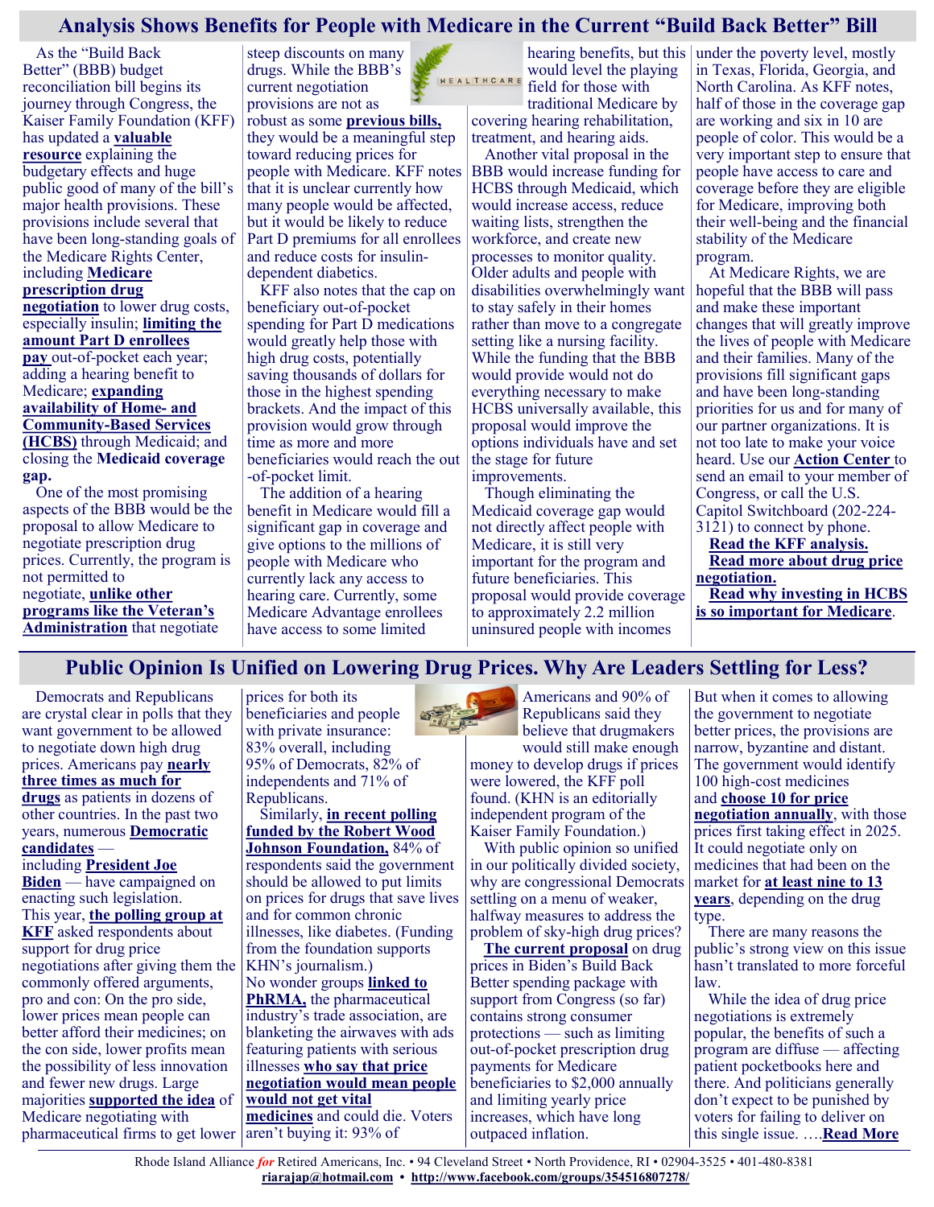## Analysis Shows Benefits for People with Medicare in the Current "Build Back Better" Bill

As the "Build Back Better" (BBB) budget reconciliation bill begins its journey through Congress, the Kaiser Family Foundation (KFF) has updated a **valuable resource** explaining the budgetary effects and huge public good of many of the bill's major health provisions. These provisions include several that have been long-standing goals of the Medicare Rights Center, including **Medicare prescription drug negotiation** to lower drug costs, especially insulin; **limiting the amount Part D enrollees pay** out-of-pocket each year; adding a hearing benefit to Medicare; **expanding availability of Home- and Community-Based Services (HCBS)** through Medicaid; and closing the **Medicaid coverage gap.**

One of the most promising aspects of the BBB would be the proposal to allow Medicare to negotiate prescription drug prices. Currently, the program is not permitted to negotiate, **unlike other programs like the Veteran's Administration** that negotiate steep discounts on many drugs. While the BBB's current negotiation provisions are not as robust as some **previous bills,** they would be a meaningful step toward reducing prices for people with Medicare. KFF notes that it is unclear currently how many people would be affected, but it would be likely to reduce Part D premiums for all enrollees and reduce costs for insulin-dependent diabetics.

KFF also notes that the cap on beneficiary out-of-pocket spending for Part D medications would greatly help those with high drug costs, potentially saving thousands of dollars for those in the highest spending brackets. And the impact of this provision would grow through time as more and more beneficiaries would reach the out-of-pocket limit.

The addition of a hearing benefit in Medicare would fill a significant gap in coverage and give options to the millions of people with Medicare who currently lack any access to hearing care. Currently, some Medicare Advantage enrollees have access to some limited hearing benefits, but this would level the playing field for those with traditional Medicare by covering hearing rehabilitation, treatment, and hearing aids.

Another vital proposal in the BBB would increase funding for HCBS through Medicaid, which would increase access, reduce waiting lists, strengthen the workforce, and create new processes to monitor quality. Older adults and people with disabilities overwhelmingly want to stay safely in their homes rather than move to a congregate setting like a nursing facility. While the funding that the BBB would provide would not do everything necessary to make HCBS universally available, this proposal would improve the options individuals have and set the stage for future improvements.

Though eliminating the Medicaid coverage gap would not directly affect people with Medicare, it is still very important for the program and future beneficiaries. This proposal would provide coverage to approximately 2.2 million uninsured people with incomes under the poverty level, mostly in Texas, Florida, Georgia, and North Carolina. As KFF notes, half of those in the coverage gap are working and six in 10 are people of color. This would be a very important step to ensure that people have access to care and coverage before they are eligible for Medicare, improving both their well-being and the financial stability of the Medicare program.

At Medicare Rights, we are hopeful that the BBB will pass and make these important changes that will greatly improve the lives of people with Medicare and their families. Many of the provisions fill significant gaps and have been long-standing priorities for us and for many of our partner organizations. It is not too late to make your voice heard. Use our **Action Center** to send an email to your member of Congress, or call the U.S. Capitol Switchboard (202-224-3121) to connect by phone.

**Read the KFF analysis.**

**Read more about drug price negotiation.**

**Read why investing in HCBS is so important for Medicare.**

## Public Opinion Is Unified on Lowering Drug Prices. Why Are Leaders Settling for Less?

Democrats and Republicans are crystal clear in polls that they want government to be allowed to negotiate down high drug prices. Americans pay **nearly three times as much for drugs** as patients in dozens of other countries. In the past two years, numerous **Democratic candidates** — including **President Joe Biden** — have campaigned on enacting such legislation. This year, **the polling group at KFF** asked respondents about support for drug price negotiations after giving them the commonly offered arguments, pro and con: On the pro side, lower prices mean people can better afford their medicines; on the con side, lower profits mean the possibility of less innovation and fewer new drugs. Large majorities **supported the idea** of Medicare negotiating with pharmaceutical firms to get lower prices for both its beneficiaries and people with private insurance: 83% overall, including 95% of Democrats, 82% of independents and 71% of Republicans.

Similarly, **in recent polling funded by the Robert Wood Johnson Foundation,** 84% of respondents said the government should be allowed to put limits on prices for drugs that save lives and for common chronic illnesses, like diabetes. (Funding from the foundation supports KHN's journalism.) No wonder groups **linked to PhRMA,** the pharmaceutical industry's trade association, are blanketing the airwaves with ads featuring patients with serious illnesses **who say that price negotiation would mean people would not get vital medicines** and could die. Voters aren't buying it: 93% of Americans and 90% of Republicans said they believe that drugmakers would still make enough money to develop drugs if prices were lowered, the KFF poll found. (KHN is an editorially independent program of the Kaiser Family Foundation.)

With public opinion so unified in our politically divided society, why are congressional Democrats settling on a menu of weaker, halfway measures to address the problem of sky-high drug prices?

**The current proposal** on drug prices in Biden's Build Back Better spending package with support from Congress (so far) contains strong consumer protections — such as limiting out-of-pocket prescription drug payments for Medicare beneficiaries to $2,000 annually and limiting yearly price increases, which have long outpaced inflation. But when it comes to allowing the government to negotiate better prices, the provisions are narrow, byzantine and distant. The government would identify 100 high-cost medicines and **choose 10 for price negotiation annually**, with those prices first taking effect in 2025. It could negotiate only on medicines that had been on the market for **at least nine to 13 years**, depending on the drug type.

There are many reasons the public's strong view on this issue hasn't translated to more forceful law.

While the idea of drug price negotiations is extremely popular, the benefits of such a program are diffuse — affecting patient pocketbooks here and there. And politicians generally don't expect to be punished by voters for failing to deliver on this single issue. ….**Read More**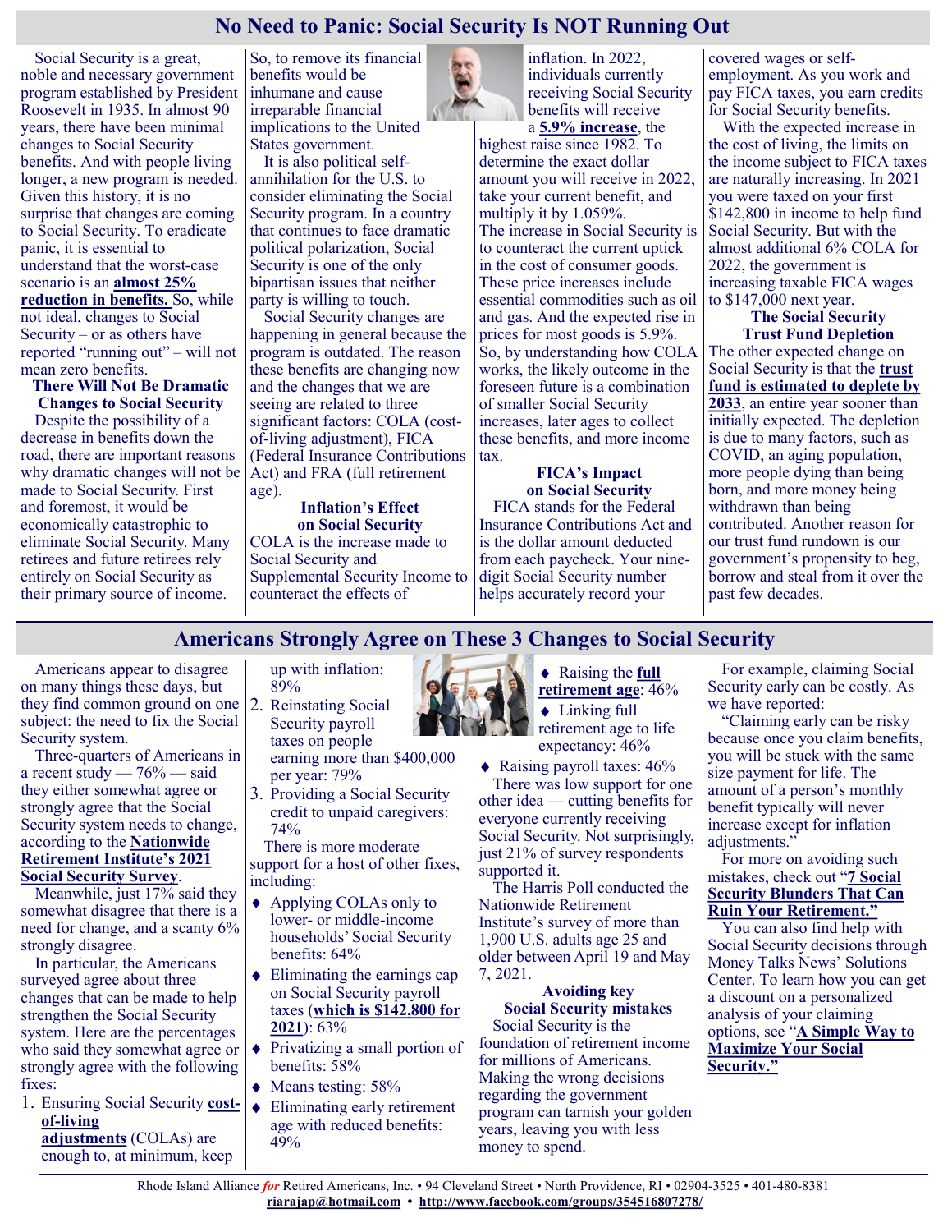# No Need to Panic: Social Security Is NOT Running Out

Social Security is a great, noble and necessary government program established by President Roosevelt in 1935. In almost 90 years, there have been minimal changes to Social Security benefits. And with people living longer, a new program is needed. Given this history, it is no surprise that changes are coming to Social Security. To eradicate panic, it is essential to understand that the worst-case scenario is an **almost 25% reduction in benefits.** So, while not ideal, changes to Social Security – or as others have reported "running out" – will not mean zero benefits.

### There Will Not Be Dramatic Changes to Social Security

Despite the possibility of a decrease in benefits down the road, there are important reasons why dramatic changes will not be made to Social Security. First and foremost, it would be economically catastrophic to eliminate Social Security. Many retirees and future retirees rely entirely on Social Security as their primary source of income. So, to remove its financial benefits would be inhumane and cause irreparable financial implications to the United States government.

It is also political self-annihilation for the U.S. to consider eliminating the Social Security program. In a country that continues to face dramatic political polarization, Social Security is one of the only bipartisan issues that neither party is willing to touch.

Social Security changes are happening in general because the program is outdated. The reason these benefits are changing now and the changes that we are seeing are related to three significant factors: COLA (cost-of-living adjustment), FICA (Federal Insurance Contributions Act) and FRA (full retirement age).

### Inflation's Effect on Social Security

COLA is the increase made to Social Security and Supplemental Security Income to counteract the effects of inflation. In 2022, individuals currently receiving Social Security benefits will receive a **5.9% increase**, the highest raise since 1982. To determine the exact dollar amount you will receive in 2022, take your current benefit, and multiply it by 1.059%. The increase in Social Security is to counteract the current uptick in the cost of consumer goods. These price increases include essential commodities such as oil and gas. And the expected rise in prices for most goods is 5.9%. So, by understanding how COLA works, the likely outcome in the foreseen future is a combination of smaller Social Security increases, later ages to collect these benefits, and more income tax.

### FICA's Impact on Social Security

FICA stands for the Federal Insurance Contributions Act and is the dollar amount deducted from each paycheck. Your nine-digit Social Security number helps accurately record your covered wages or self-employment. As you work and pay FICA taxes, you earn credits for Social Security benefits.

With the expected increase in the cost of living, the limits on the income subject to FICA taxes are naturally increasing. In 2021 you were taxed on your first $142,800 in income to help fund Social Security. But with the almost additional 6% COLA for 2022, the government is increasing taxable FICA wages to $147,000 next year.

### The Social Security Trust Fund Depletion

The other expected change on Social Security is that the **trust fund is estimated to deplete by 2033**, an entire year sooner than initially expected. The depletion is due to many factors, such as COVID, an aging population, more people dying than being born, and more money being withdrawn than being contributed. Another reason for our trust fund rundown is our government's propensity to beg, borrow and steal from it over the past few decades.

# Americans Strongly Agree on These 3 Changes to Social Security

Americans appear to disagree on many things these days, but they find common ground on one subject: the need to fix the Social Security system.

Three-quarters of Americans in a recent study — 76% — said they either somewhat agree or strongly agree that the Social Security system needs to change, according to the **Nationwide Retirement Institute's 2021 Social Security Survey**.

Meanwhile, just 17% said they somewhat disagree that there is a need for change, and a scanty 6% strongly disagree.

In particular, the Americans surveyed agree about three changes that can be made to help strengthen the Social Security system. Here are the percentages who said they somewhat agree or strongly agree with the following fixes:

1. Ensuring Social Security **cost-of-living adjustments** (COLAs) are enough to, at minimum, keep up with inflation: 89%
2. Reinstating Social Security payroll taxes on people earning more than $400,000 per year: 79%
3. Providing a Social Security credit to unpaid caregivers: 74%

There is more moderate support for a host of other fixes, including:

- Applying COLAs only to lower- or middle-income households' Social Security benefits: 64%
- Eliminating the earnings cap on Social Security payroll taxes (**which is $142,800 for 2021**): 63%
- Privatizing a small portion of benefits: 58%
- Means testing: 58%
- Eliminating early retirement age with reduced benefits: 49%
- Raising the **full retirement age**: 46%
- Linking full retirement age to life expectancy: 46%
- Raising payroll taxes: 46%

There was low support for one other idea — cutting benefits for everyone currently receiving Social Security. Not surprisingly, just 21% of survey respondents supported it.

The Harris Poll conducted the Nationwide Retirement Institute's survey of more than 1,900 U.S. adults age 25 and older between April 19 and May 7, 2021.

### Avoiding key Social Security mistakes

Social Security is the foundation of retirement income for millions of Americans. Making the wrong decisions regarding the government program can tarnish your golden years, leaving you with less money to spend.

For example, claiming Social Security early can be costly. As we have reported:

"Claiming early can be risky because once you claim benefits, you will be stuck with the same size payment for life. The amount of a person's monthly benefit typically will never increase except for inflation adjustments."

For more on avoiding such mistakes, check out "**7 Social Security Blunders That Can Ruin Your Retirement.**"

You can also find help with Social Security decisions through Money Talks News' Solutions Center. To learn how you can get a discount on a personalized analysis of your claiming options, see "**A Simple Way to Maximize Your Social Security.**"

Rhode Island Alliance *for* Retired Americans, Inc. • 94 Cleveland Street • North Providence, RI • 02904-3525 • 401-480-8381
**riarajap@hotmail.com** • **http://www.facebook.com/groups/354516807278/**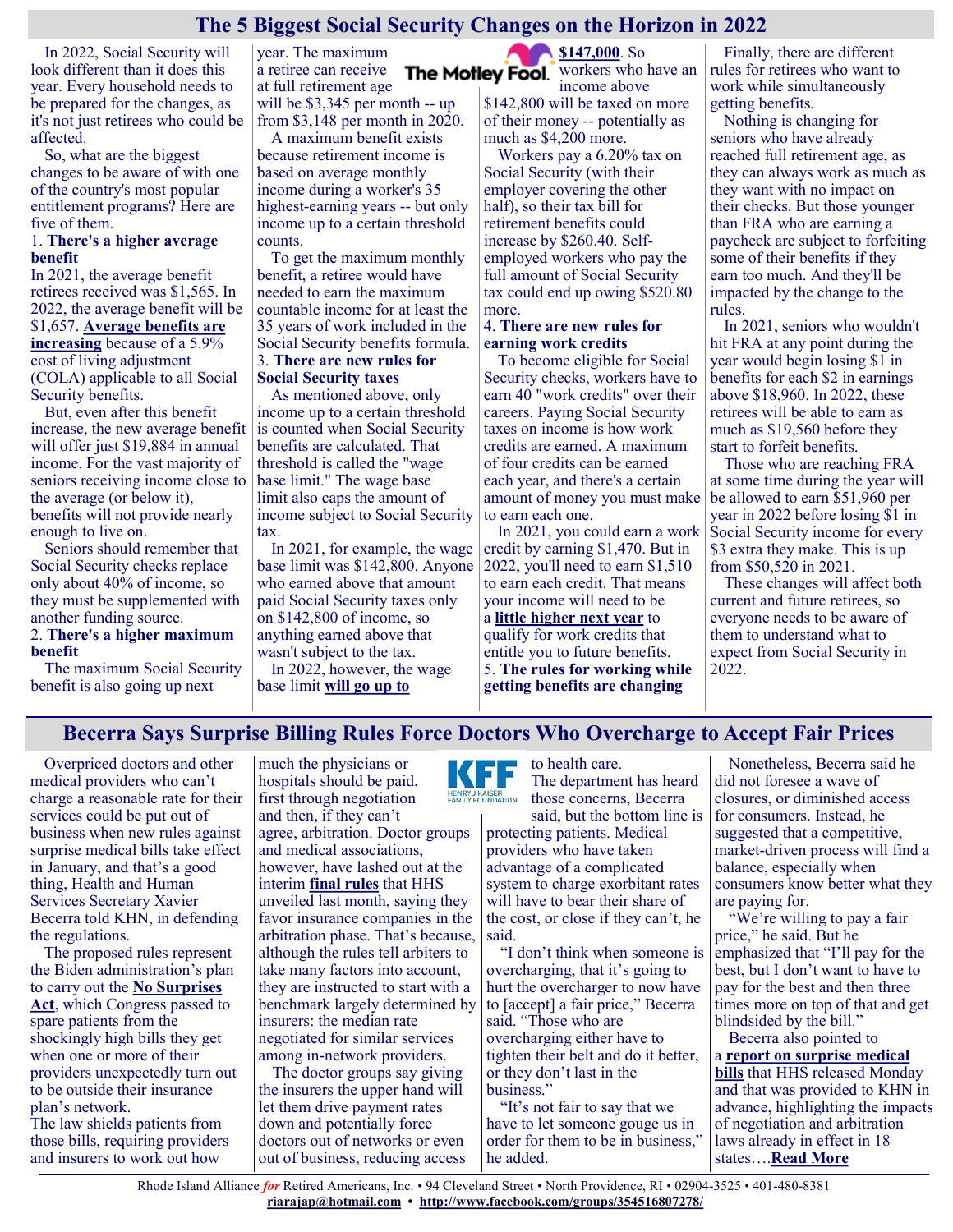# The 5 Biggest Social Security Changes on the Horizon in 2022

In 2022, Social Security will look different than it does this year. Every household needs to be prepared for the changes, as it's not just retirees who could be affected.

So, what are the biggest changes to be aware of with one of the country's most popular entitlement programs? Here are five of them.

1. **There's a higher average benefit**

In 2021, the average benefit retirees received was $1,565. In 2022, the average benefit will be $1,657. **Average benefits are increasing** because of a 5.9% cost of living adjustment (COLA) applicable to all Social Security benefits.

But, even after this benefit increase, the new average benefit will offer just $19,884 in annual income. For the vast majority of seniors receiving income close to the average (or below it), benefits will not provide nearly enough to live on.

Seniors should remember that Social Security checks replace only about 40% of income, so they must be supplemented with another funding source.

2. **There's a higher maximum benefit**

The maximum Social Security benefit is also going up next year. The maximum a retiree can receive at full retirement age will be $3,345 per month -- up from $3,148 per month in 2020.

A maximum benefit exists because retirement income is based on average monthly income during a worker's 35 highest-earning years -- but only income up to a certain threshold counts.

To get the maximum monthly benefit, a retiree would have needed to earn the maximum countable income for at least the 35 years of work included in the Social Security benefits formula.

3. **There are new rules for Social Security taxes**

As mentioned above, only income up to a certain threshold is counted when Social Security benefits are calculated. That threshold is called the "wage base limit." The wage base limit also caps the amount of income subject to Social Security tax.

In 2021, for example, the wage base limit was $142,800. Anyone who earned above that amount paid Social Security taxes only on $142,800 of income, so anything earned above that wasn't subject to the tax.

In 2022, however, the wage base limit **will go up to $147,000**. So workers who have an income above $142,800 will be taxed on more of their money -- potentially as much as $4,200 more.

Workers pay a 6.20% tax on Social Security (with their employer covering the other half), so their tax bill for retirement benefits could increase by $260.40. Self-employed workers who pay the full amount of Social Security tax could end up owing $520.80 more.

4. **There are new rules for earning work credits**

To become eligible for Social Security checks, workers have to earn 40 "work credits" over their careers. Paying Social Security taxes on income is how work credits are earned. A maximum of four credits can be earned each year, and there's a certain amount of money you must make to earn each one.

In 2021, you could earn a work credit by earning $1,470. But in 2022, you'll need to earn $1,510 to earn each credit. That means your income will need to be a **little higher next year** to qualify for work credits that entitle you to future benefits.

5. **The rules for working while getting benefits are changing**

Finally, there are different rules for retirees who want to work while simultaneously getting benefits.

Nothing is changing for seniors who have already reached full retirement age, as they can always work as much as they want with no impact on their checks. But those younger than FRA who are earning a paycheck are subject to forfeiting some of their benefits if they earn too much. And they'll be impacted by the change to the rules.

In 2021, seniors who wouldn't hit FRA at any point during the year would begin losing $1 in benefits for each $2 in earnings above $18,960. In 2022, these retirees will be able to earn as much as $19,560 before they start to forfeit benefits.

Those who are reaching FRA at some time during the year will be allowed to earn $51,960 per year in 2022 before losing $1 in Social Security income for every $3 extra they make. This is up from $50,520 in 2021.

These changes will affect both current and future retirees, so everyone needs to be aware of them to understand what to expect from Social Security in 2022.

# Becerra Says Surprise Billing Rules Force Doctors Who Overcharge to Accept Fair Prices

Overpriced doctors and other medical providers who can't charge a reasonable rate for their services could be put out of business when new rules against surprise medical bills take effect in January, and that's a good thing, Health and Human Services Secretary Xavier Becerra told KHN, in defending the regulations.

The proposed rules represent the Biden administration's plan to carry out the **No Surprises Act**, which Congress passed to spare patients from the shockingly high bills they get when one or more of their providers unexpectedly turn out to be outside their insurance plan's network.

The law shields patients from those bills, requiring providers and insurers to work out how much the physicians or hospitals should be paid, first through negotiation and then, if they can't agree, arbitration. Doctor groups and medical associations, however, have lashed out at the interim **final rules** that HHS unveiled last month, saying they favor insurance companies in the arbitration phase. That's because, although the rules tell arbiters to take many factors into account, they are instructed to start with a benchmark largely determined by insurers: the median rate negotiated for similar services among in-network providers.

The doctor groups say giving the insurers the upper hand will let them drive payment rates down and potentially force doctors out of networks or even out of business, reducing access to health care.

The department has heard those concerns, Becerra said, but the bottom line is protecting patients. Medical providers who have taken advantage of a complicated system to charge exorbitant rates will have to bear their share of the cost, or close if they can't, he said.

"I don't think when someone is overcharging, that it's going to hurt the overcharger to now have to [accept] a fair price," Becerra said. "Those who are overcharging either have to tighten their belt and do it better, or they don't last in the business."

"It's not fair to say that we have to let someone gouge us in order for them to be in business," he added.

Nonetheless, Becerra said he did not foresee a wave of closures, or diminished access for consumers. Instead, he suggested that a competitive, market-driven process will find a balance, especially when consumers know better what they are paying for.

"We're willing to pay a fair price," he said. But he emphasized that "I'll pay for the best, but I don't want to have to pay for the best and then three times more on top of that and get blindsided by the bill."

Becerra also pointed to a **report on surprise medical bills** that HHS released Monday and that was provided to KHN in advance, highlighting the impacts of negotiation and arbitration laws already in effect in 18 states….**Read More**

Rhode Island Alliance *for* Retired Americans, Inc. • 94 Cleveland Street • North Providence, RI • 02904-3525 • 401-480-8381
**riarajap@hotmail.com** • **http://www.facebook.com/groups/354516807278/**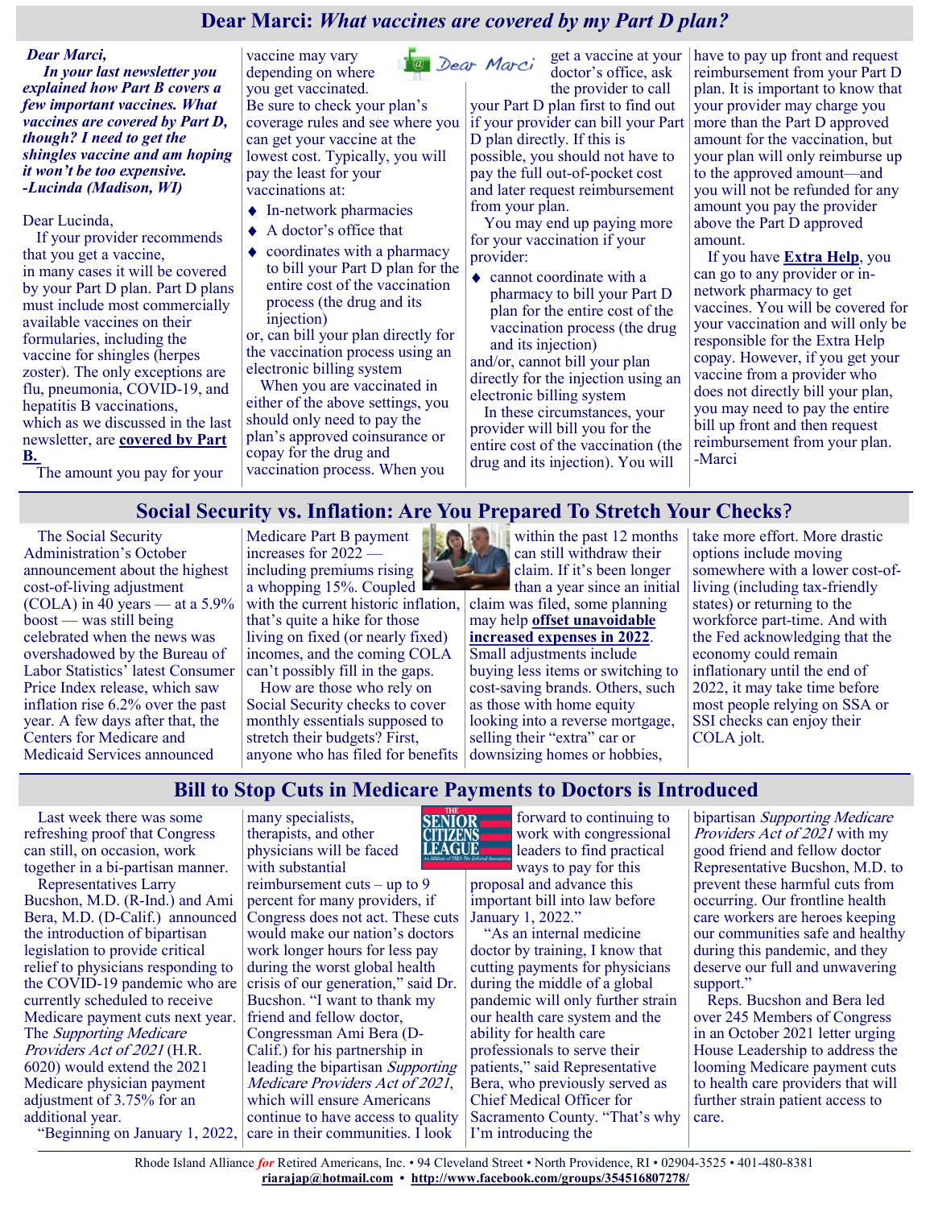## Dear Marci: *What vaccines are covered by my Part D plan?*

***Dear Marci,***

***In your last newsletter you explained how Part B covers a few important vaccines. What vaccines are covered by Part D, though? I need to get the shingles vaccine and am hoping it won't be too expensive. -Lucinda (Madison, WI)***

Dear Lucinda,

If your provider recommends that you get a vaccine, in many cases it will be covered by your Part D plan. Part D plans must include most commercially available vaccines on their formularies, including the vaccine for shingles (herpes zoster). The only exceptions are flu, pneumonia, COVID-19, and hepatitis B vaccinations, which as we discussed in the last newsletter, are **covered by Part B.**

The amount you pay for your vaccine may vary depending on where you get vaccinated. Be sure to check your plan's coverage rules and see where you can get your vaccine at the lowest cost. Typically, you will pay the least for your vaccinations at:

- In-network pharmacies
- A doctor's office that
- coordinates with a pharmacy to bill your Part D plan for the entire cost of the vaccination process (the drug and its injection)

or, can bill your plan directly for the vaccination process using an electronic billing system

When you are vaccinated in either of the above settings, you should only need to pay the plan's approved coinsurance or copay for the drug and vaccination process. When you get a vaccine at your doctor's office, ask the provider to call your Part D plan first to find out if your provider can bill your Part D plan directly. If this is possible, you should not have to pay the full out-of-pocket cost and later request reimbursement from your plan.

You may end up paying more for your vaccination if your provider:

- cannot coordinate with a pharmacy to bill your Part D plan for the entire cost of the vaccination process (the drug and its injection)

and/or, cannot bill your plan directly for the injection using an electronic billing system

In these circumstances, your provider will bill you for the entire cost of the vaccination (the drug and its injection). You will have to pay up front and request reimbursement from your Part D plan. It is important to know that your provider may charge you more than the Part D approved amount for the vaccination, but your plan will only reimburse up to the approved amount—and you will not be refunded for any amount you pay the provider above the Part D approved amount.

If you have **Extra Help**, you can go to any provider or in-network pharmacy to get vaccines. You will be covered for your vaccination and will only be responsible for the Extra Help copay. However, if you get your vaccine from a provider who does not directly bill your plan, you may need to pay the entire bill up front and then request reimbursement from your plan. -Marci

## Social Security vs. Inflation: Are You Prepared To Stretch Your Checks?

The Social Security Administration's October announcement about the highest cost-of-living adjustment (COLA) in 40 years — at a 5.9% boost — was still being celebrated when the news was overshadowed by the Bureau of Labor Statistics' latest Consumer Price Index release, which saw inflation rise 6.2% over the past year. A few days after that, the Centers for Medicare and Medicaid Services announced Medicare Part B payment increases for 2022 — including premiums rising a whopping 15%. Coupled with the current historic inflation, that's quite a hike for those living on fixed (or nearly fixed) incomes, and the coming COLA can't possibly fill in the gaps.

How are those who rely on Social Security checks to cover monthly essentials supposed to stretch their budgets? First, anyone who has filed for benefits within the past 12 months can still withdraw their claim. If it's been longer than a year since an initial claim was filed, some planning may help **offset unavoidable increased expenses in 2022**. Small adjustments include buying less items or switching to cost-saving brands. Others, such as those with home equity looking into a reverse mortgage, selling their "extra" car or downsizing homes or hobbies, take more effort. More drastic options include moving somewhere with a lower cost-of-living (including tax-friendly states) or returning to the workforce part-time. And with the Fed acknowledging that the economy could remain inflationary until the end of 2022, it may take time before most people relying on SSA or SSI checks can enjoy their COLA jolt.

## Bill to Stop Cuts in Medicare Payments to Doctors is Introduced

Last week there was some refreshing proof that Congress can still, on occasion, work together in a bi-partisan manner.

Representatives Larry Bucshon, M.D. (R-Ind.) and Ami Bera, M.D. (D-Calif.) announced the introduction of bipartisan legislation to provide critical relief to physicians responding to the COVID-19 pandemic who are currently scheduled to receive Medicare payment cuts next year. The *Supporting Medicare Providers Act of 2021* (H.R. 6020) would extend the 2021 Medicare physician payment adjustment of 3.75% for an additional year.

"Beginning on January 1, 2022, many specialists, therapists, and other physicians will be faced with substantial reimbursement cuts – up to 9 percent for many providers, if Congress does not act. These cuts would make our nation's doctors work longer hours for less pay during the worst global health crisis of our generation," said Dr. Bucshon. "I want to thank my friend and fellow doctor, Congressman Ami Bera (D-Calif.) for his partnership in leading the bipartisan *Supporting Medicare Providers Act of 2021*, which will ensure Americans continue to have access to quality care in their communities. I look forward to continuing to work with congressional leaders to find practical ways to pay for this proposal and advance this important bill into law before January 1, 2022."

"As an internal medicine doctor by training, I know that cutting payments for physicians during the middle of a global pandemic will only further strain our health care system and the ability for health care professionals to serve their patients," said Representative Bera, who previously served as Chief Medical Officer for Sacramento County. "That's why I'm introducing the bipartisan *Supporting Medicare Providers Act of 2021* with my good friend and fellow doctor Representative Bucshon, M.D. to prevent these harmful cuts from occurring. Our frontline health care workers are heroes keeping our communities safe and healthy during this pandemic, and they deserve our full and unwavering support."

Reps. Bucshon and Bera led over 245 Members of Congress in an October 2021 letter urging House Leadership to address the looming Medicare payment cuts to health care providers that will further strain patient access to care.

Rhode Island Alliance *for* Retired Americans, Inc. • 94 Cleveland Street • North Providence, RI • 02904-3525 • 401-480-8381
**riarajap@hotmail.com** • **http://www.facebook.com/groups/354516807278/**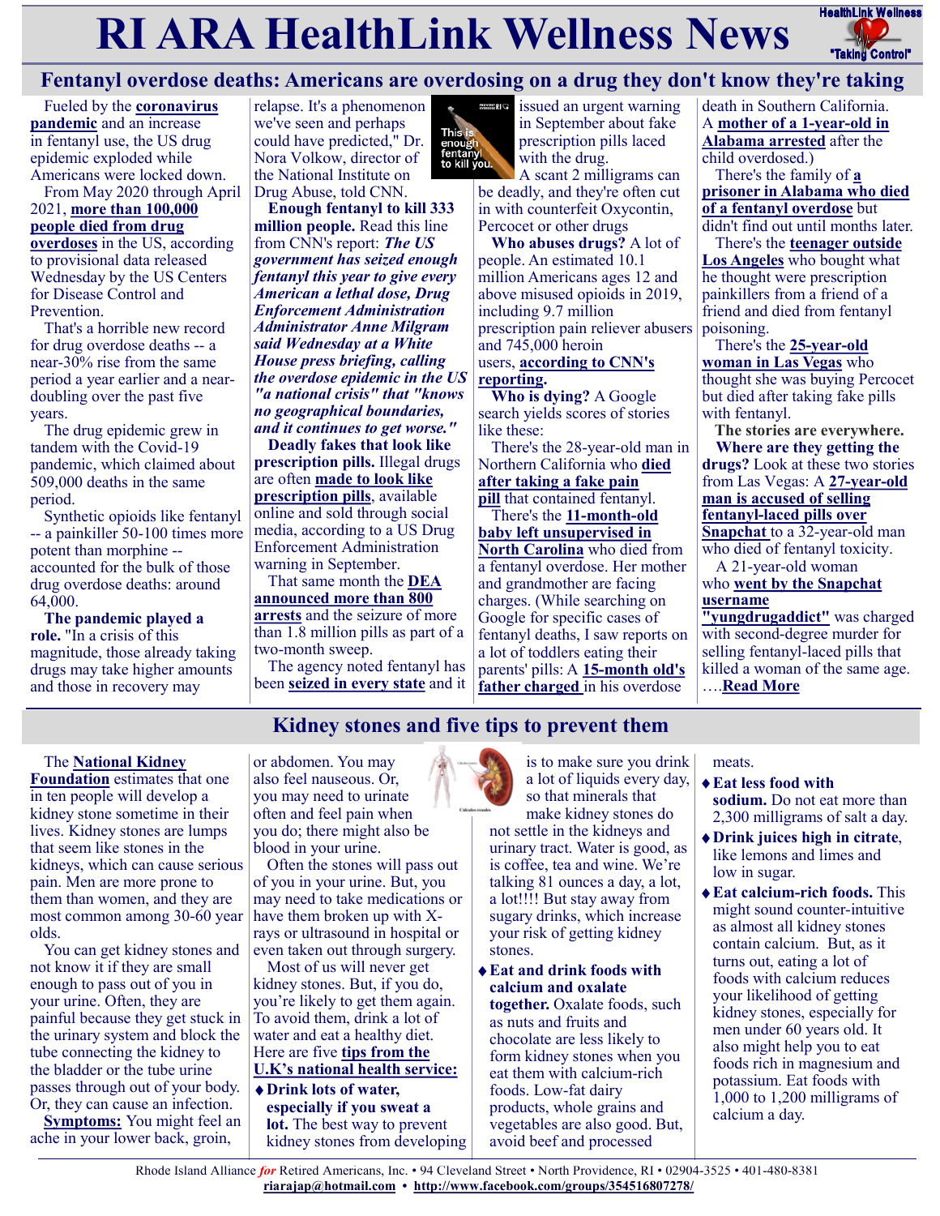# RI ARA HealthLink Wellness News

## Fentanyl overdose deaths: Americans are overdosing on a drug they don't know they're taking

Fueled by the **coronavirus pandemic** and an increase in fentanyl use, the US drug epidemic exploded while Americans were locked down.

From May 2020 through April 2021, **more than 100,000 people died from drug overdoses** in the US, according to provisional data released Wednesday by the US Centers for Disease Control and Prevention.

That's a horrible new record for drug overdose deaths -- a near-30% rise from the same period a year earlier and a near-doubling over the past five years.

The drug epidemic grew in tandem with the Covid-19 pandemic, which claimed about 509,000 deaths in the same period.

Synthetic opioids like fentanyl -- a painkiller 50-100 times more potent than morphine -- accounted for the bulk of those drug overdose deaths: around 64,000.

**The pandemic played a role.** "In a crisis of this magnitude, those already taking drugs may take higher amounts and those in recovery may relapse. It's a phenomenon we've seen and perhaps could have predicted," Dr. Nora Volkow, director of the National Institute on Drug Abuse, told CNN.

**Enough fentanyl to kill 333 million people.** Read this line from CNN's report: ***The US government has seized enough fentanyl this year to give every American a lethal dose, Drug Enforcement Administration Administrator Anne Milgram said Wednesday at a White House press briefing, calling the overdose epidemic in the US "a national crisis" that "knows no geographical boundaries, and it continues to get worse."***

**Deadly fakes that look like prescription pills.** Illegal drugs are often **made to look like prescription pills**, available online and sold through social media, according to a US Drug Enforcement Administration warning in September.

That same month the **DEA announced more than 800 arrests** and the seizure of more than 1.8 million pills as part of a two-month sweep.

The agency noted fentanyl has been **seized in every state** and it issued an urgent warning in September about fake prescription pills laced with the drug.

A scant 2 milligrams can be deadly, and they're often cut in with counterfeit Oxycontin, Percocet or other drugs

**Who abuses drugs?** A lot of people. An estimated 10.1 million Americans ages 12 and above misused opioids in 2019, including 9.7 million prescription pain reliever abusers and 745,000 heroin users, **according to CNN's reporting.**

**Who is dying?** A Google search yields scores of stories like these:

There's the 28-year-old man in Northern California who **died after taking a fake pain pill** that contained fentanyl.

There's the **11-month-old baby left unsupervised in North Carolina** who died from a fentanyl overdose. Her mother and grandmother are facing charges. (While searching on Google for specific cases of fentanyl deaths, I saw reports on a lot of toddlers eating their parents' pills: A **15-month old's father charged** in his overdose death in Southern California. A **mother of a 1-year-old in Alabama arrested** after the child overdosed.)

There's the family of **a prisoner in Alabama who died of a fentanyl overdose** but didn't find out until months later.

There's the **teenager outside Los Angeles** who bought what he thought were prescription painkillers from a friend of a friend and died from fentanyl poisoning.

There's the **25-year-old woman in Las Vegas** who thought she was buying Percocet but died after taking fake pills with fentanyl.

**The stories are everywhere.**

**Where are they getting the drugs?** Look at these two stories from Las Vegas: A **27-year-old man is accused of selling fentanyl-laced pills over Snapchat** to a 32-year-old man who died of fentanyl toxicity.

A 21-year-old woman who **went by the Snapchat username "yungdrugaddict"** was charged with second-degree murder for selling fentanyl-laced pills that killed a woman of the same age. ….**Read More**

## Kidney stones and five tips to prevent them

The **National Kidney Foundation** estimates that one in ten people will develop a kidney stone sometime in their lives. Kidney stones are lumps that seem like stones in the kidneys, which can cause serious pain. Men are more prone to them than women, and they are most common among 30-60 year olds.

You can get kidney stones and not know it if they are small enough to pass out of you in your urine. Often, they are painful because they get stuck in the urinary system and block the tube connecting the kidney to the bladder or the tube urine passes through out of your body. Or, they can cause an infection.

**Symptoms:** You might feel an ache in your lower back, groin, or abdomen. You may also feel nauseous. Or, you may need to urinate often and feel pain when you do; there might also be blood in your urine.

Often the stones will pass out of you in your urine. But, you may need to take medications or have them broken up with X-rays or ultrasound in hospital or even taken out through surgery.

Most of us will never get kidney stones. But, if you do, you're likely to get them again. To avoid them, drink a lot of water and eat a healthy diet. Here are five **tips from the U.K's national health service:**

- **Drink lots of water, especially if you sweat a lot.** The best way to prevent kidney stones from developing is to make sure you drink a lot of liquids every day, so that minerals that make kidney stones do not settle in the kidneys and urinary tract. Water is good, as is coffee, tea and wine. We're talking 81 ounces a day, a lot, a lot!!!! But stay away from sugary drinks, which increase your risk of getting kidney stones.
- **Eat and drink foods with calcium and oxalate together.** Oxalate foods, such as nuts and fruits and chocolate are less likely to form kidney stones when you eat them with calcium-rich foods. Low-fat dairy products, whole grains and vegetables are also good. But, avoid beef and processed meats.
- **Eat less food with sodium.** Do not eat more than 2,300 milligrams of salt a day.
- **Drink juices high in citrate**, like lemons and limes and low in sugar.
- **Eat calcium-rich foods.** This might sound counter-intuitive as almost all kidney stones contain calcium. But, as it turns out, eating a lot of foods with calcium reduces your likelihood of getting kidney stones, especially for men under 60 years old. It also might help you to eat foods rich in magnesium and potassium. Eat foods with 1,000 to 1,200 milligrams of calcium a day.

Rhode Island Alliance *for* Retired Americans, Inc. • 94 Cleveland Street • North Providence, RI • 02904-3525 • 401-480-8381
**riarajap@hotmail.com** • **http://www.facebook.com/groups/354516807278/**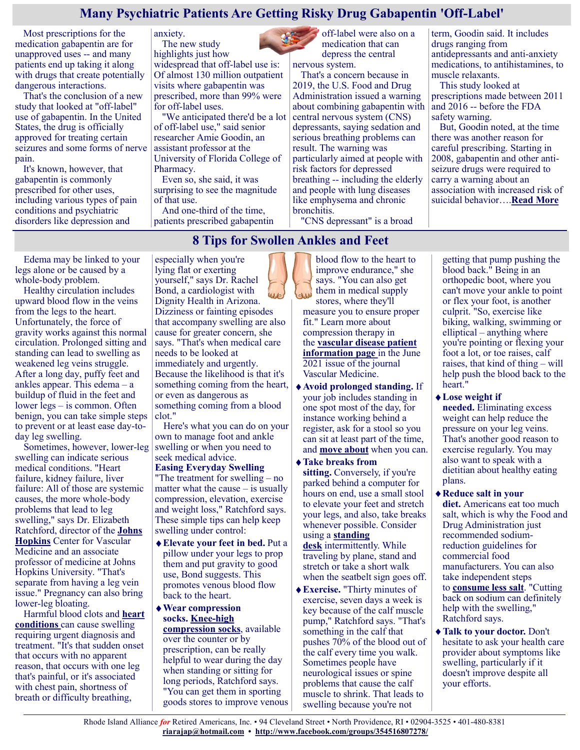## Many Psychiatric Patients Are Getting Risky Drug Gabapentin 'Off-Label'

Most prescriptions for the medication gabapentin are for unapproved uses -- and many patients end up taking it along with drugs that create potentially dangerous interactions.

That's the conclusion of a new study that looked at "off-label" use of gabapentin. In the United States, the drug is officially approved for treating certain seizures and some forms of nerve pain.

It's known, however, that gabapentin is commonly prescribed for other uses, including various types of pain conditions and psychiatric disorders like depression and anxiety.

The new study highlights just how widespread that off-label use is: Of almost 130 million outpatient visits where gabapentin was prescribed, more than 99% were for off-label uses.

"We anticipated there'd be a lot of off-label use," said senior researcher Amie Goodin, an assistant professor at the University of Florida College of Pharmacy.

Even so, she said, it was surprising to see the magnitude of that use.

And one-third of the time, patients prescribed gabapentin off-label were also on a medication that can depress the central nervous system.

That's a concern because in 2019, the U.S. Food and Drug Administration issued a warning about combining gabapentin with central nervous system (CNS) depressants, saying sedation and serious breathing problems can result. The warning was particularly aimed at people with risk factors for depressed breathing -- including the elderly and people with lung diseases like emphysema and chronic bronchitis.

"CNS depressant" is a broad term, Goodin said. It includes drugs ranging from antidepressants and anti-anxiety medications, to antihistamines, to muscle relaxants.

This study looked at prescriptions made between 2011 and 2016 -- before the FDA safety warning.

But, Goodin noted, at the time there was another reason for careful prescribing. Starting in 2008, gabapentin and other anti-seizure drugs were required to carry a warning about an association with increased risk of suicidal behavior….**Read More**

## 8 Tips for Swollen Ankles and Feet

Edema may be linked to your legs alone or be caused by a whole-body problem.

Healthy circulation includes upward blood flow in the veins from the legs to the heart. Unfortunately, the force of gravity works against this normal circulation. Prolonged sitting and standing can lead to swelling as weakened leg veins struggle. After a long day, puffy feet and ankles appear. This edema – a buildup of fluid in the feet and lower legs – is common. Often benign, you can take simple steps to prevent or at least ease day-to-day leg swelling.

Sometimes, however, lower-leg swelling can indicate serious medical conditions. "Heart failure, kidney failure, liver failure: All of those are systemic causes, the more whole-body problems that lead to leg swelling," says Dr. Elizabeth Ratchford, director of the **Johns Hopkins** Center for Vascular Medicine and an associate professor of medicine at Johns Hopkins University. "That's separate from having a leg vein issue." Pregnancy can also bring lower-leg bloating.

Harmful blood clots and **heart conditions** can cause swelling requiring urgent diagnosis and treatment. "It's that sudden onset that occurs with no apparent reason, that occurs with one leg that's painful, or it's associated with chest pain, shortness of breath or difficulty breathing, especially when you're lying flat or exerting yourself," says Dr. Rachel Bond, a cardiologist with Dignity Health in Arizona. Dizziness or fainting episodes that accompany swelling are also cause for greater concern, she says. "That's when medical care needs to be looked at immediately and urgently. Because the likelihood is that it's something coming from the heart, or even as dangerous as something coming from a blood clot."

Here's what you can do on your own to manage foot and ankle swelling or when you need to seek medical advice.

**Easing Everyday Swelling**

"The treatment for swelling – no matter what the cause – is usually compression, elevation, exercise and weight loss," Ratchford says. These simple tips can help keep swelling under control:

- **Elevate your feet in bed.** Put a pillow under your legs to prop them and put gravity to good use, Bond suggests. This promotes venous blood flow back to the heart.
- **Wear compression socks.** **Knee-high compression socks**, available over the counter or by prescription, can be really helpful to wear during the day when standing or sitting for long periods, Ratchford says. "You can get them in sporting goods stores to improve venous blood flow to the heart to improve endurance," she says. "You can also get them in medical supply stores, where they'll measure you to ensure proper fit." Learn more about compression therapy in the **vascular disease patient information page** in the June 2021 issue of the journal Vascular Medicine.
- **Avoid prolonged standing.** If your job includes standing in one spot most of the day, for instance working behind a register, ask for a stool so you can sit at least part of the time, and **move about** when you can.
- **Take breaks from sitting.** Conversely, if you're parked behind a computer for hours on end, use a small stool to elevate your feet and stretch your legs, and also, take breaks whenever possible. Consider using a **standing desk** intermittently. While traveling by plane, stand and stretch or take a short walk when the seatbelt sign goes off.
- **Exercise.** "Thirty minutes of exercise, seven days a week is key because of the calf muscle pump," Ratchford says. "That's something in the calf that pushes 70% of the blood out of the calf every time you walk. Sometimes people have neurological issues or spine problems that cause the calf muscle to shrink. That leads to swelling because you're not getting that pump pushing the blood back." Being in an orthopedic boot, where you can't move your ankle to point or flex your foot, is another culprit. "So, exercise like biking, walking, swimming or elliptical – anything where you're pointing or flexing your foot a lot, or toe raises, calf raises, that kind of thing – will help push the blood back to the heart."
- **Lose weight if needed.** Eliminating excess weight can help reduce the pressure on your leg veins. That's another good reason to exercise regularly. You may also want to speak with a dietitian about healthy eating plans.
- **Reduce salt in your diet.** Americans eat too much salt, which is why the Food and Drug Administration just recommended sodium-reduction guidelines for commercial food manufacturers. You can also take independent steps to **consume less salt**. "Cutting back on sodium can definitely help with the swelling," Ratchford says.
- **Talk to your doctor.** Don't hesitate to ask your health care provider about symptoms like swelling, particularly if it doesn't improve despite all your efforts.

Rhode Island Alliance *for* Retired Americans, Inc. • 94 Cleveland Street • North Providence, RI • 02904-3525 • 401-480-8381
**riarajap@hotmail.com** • **http://www.facebook.com/groups/354516807278/**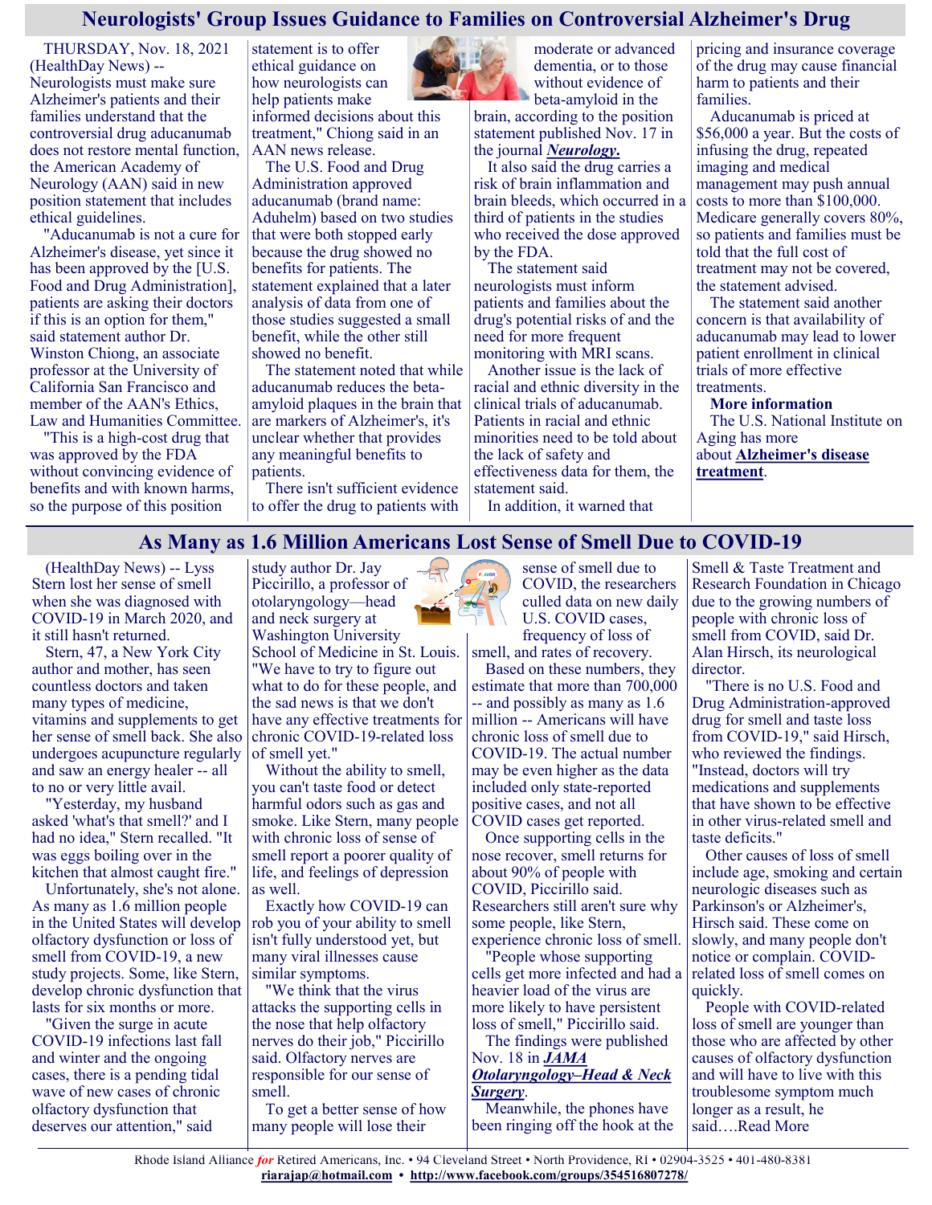## Neurologists' Group Issues Guidance to Families on Controversial Alzheimer's Drug

THURSDAY, Nov. 18, 2021 (HealthDay News) -- Neurologists must make sure Alzheimer's patients and their families understand that the controversial drug aducanumab does not restore mental function, the American Academy of Neurology (AAN) said in new position statement that includes ethical guidelines.

"Aducanumab is not a cure for Alzheimer's disease, yet since it has been approved by the [U.S. Food and Drug Administration], patients are asking their doctors if this is an option for them," said statement author Dr. Winston Chiong, an associate professor at the University of California San Francisco and member of the AAN's Ethics, Law and Humanities Committee.

"This is a high-cost drug that was approved by the FDA without convincing evidence of benefits and with known harms, so the purpose of this position statement is to offer ethical guidance on how neurologists can help patients make informed decisions about this treatment," Chiong said in an AAN news release.

The U.S. Food and Drug Administration approved aducanumab (brand name: Aduhelm) based on two studies that were both stopped early because the drug showed no benefits for patients. The statement explained that a later analysis of data from one of those studies suggested a small benefit, while the other still showed no benefit.

The statement noted that while aducanumab reduces the beta-amyloid plaques in the brain that are markers of Alzheimer's, it's unclear whether that provides any meaningful benefits to patients.

There isn't sufficient evidence to offer the drug to patients with moderate or advanced dementia, or to those without evidence of beta-amyloid in the brain, according to the position statement published Nov. 17 in the journal ***Neurology***.

It also said the drug carries a risk of brain inflammation and brain bleeds, which occurred in a third of patients in the studies who received the dose approved by the FDA.

The statement said neurologists must inform patients and families about the drug's potential risks of and the need for more frequent monitoring with MRI scans.

Another issue is the lack of racial and ethnic diversity in the clinical trials of aducanumab. Patients in racial and ethnic minorities need to be told about the lack of safety and effectiveness data for them, the statement said.

In addition, it warned that pricing and insurance coverage of the drug may cause financial harm to patients and their families.

Aducanumab is priced at $56,000 a year. But the costs of infusing the drug, repeated imaging and medical management may push annual costs to more than $100,000. Medicare generally covers 80%, so patients and families must be told that the full cost of treatment may not be covered, the statement advised.

The statement said another concern is that availability of aducanumab may lead to lower patient enrollment in clinical trials of more effective treatments.

**More information**

The U.S. National Institute on Aging has more about **Alzheimer's disease treatment**.

## As Many as 1.6 Million Americans Lost Sense of Smell Due to COVID-19

(HealthDay News) -- Lyss Stern lost her sense of smell when she was diagnosed with COVID-19 in March 2020, and it still hasn't returned.

Stern, 47, a New York City author and mother, has seen countless doctors and taken many types of medicine, vitamins and supplements to get her sense of smell back. She also undergoes acupuncture regularly and saw an energy healer -- all to no or very little avail.

"Yesterday, my husband asked 'what's that smell?' and I had no idea," Stern recalled. "It was eggs boiling over in the kitchen that almost caught fire."

Unfortunately, she's not alone. As many as 1.6 million people in the United States will develop olfactory dysfunction or loss of smell from COVID-19, a new study projects. Some, like Stern, develop chronic dysfunction that lasts for six months or more.

"Given the surge in acute COVID-19 infections last fall and winter and the ongoing cases, there is a pending tidal wave of new cases of chronic olfactory dysfunction that deserves our attention," said study author Dr. Jay Piccirillo, a professor of otolaryngology—head and neck surgery at Washington University School of Medicine in St. Louis. "We have to try to figure out what to do for these people, and the sad news is that we don't have any effective treatments for chronic COVID-19-related loss of smell yet."

Without the ability to smell, you can't taste food or detect harmful odors such as gas and smoke. Like Stern, many people with chronic loss of sense of smell report a poorer quality of life, and feelings of depression as well.

Exactly how COVID-19 can rob you of your ability to smell isn't fully understood yet, but many viral illnesses cause similar symptoms.

"We think that the virus attacks the supporting cells in the nose that help olfactory nerves do their job," Piccirillo said. Olfactory nerves are responsible for our sense of smell.

To get a better sense of how many people will lose their sense of smell due to COVID, the researchers culled data on new daily U.S. COVID cases, frequency of loss of smell, and rates of recovery.

Based on these numbers, they estimate that more than 700,000 -- and possibly as many as 1.6 million -- Americans will have chronic loss of smell due to COVID-19. The actual number may be even higher as the data included only state-reported positive cases, and not all COVID cases get reported.

Once supporting cells in the nose recover, smell returns for about 90% of people with COVID, Piccirillo said. Researchers still aren't sure why some people, like Stern, experience chronic loss of smell.

"People whose supporting cells get more infected and had a heavier load of the virus are more likely to have persistent loss of smell," Piccirillo said.

The findings were published Nov. 18 in ***JAMA Otolaryngology–Head & Neck Surgery***.

Meanwhile, the phones have been ringing off the hook at the Smell & Taste Treatment and Research Foundation in Chicago due to the growing numbers of people with chronic loss of smell from COVID, said Dr. Alan Hirsch, its neurological director.

"There is no U.S. Food and Drug Administration-approved drug for smell and taste loss from COVID-19," said Hirsch, who reviewed the findings. "Instead, doctors will try medications and supplements that have shown to be effective in other virus-related smell and taste deficits."

Other causes of loss of smell include age, smoking and certain neurologic diseases such as Parkinson's or Alzheimer's, Hirsch said. These come on slowly, and many people don't notice or complain. COVID-related loss of smell comes on quickly.

People with COVID-related loss of smell are younger than those who are affected by other causes of olfactory dysfunction and will have to live with this troublesome symptom much longer as a result, he said….Read More

Rhode Island Alliance *for* Retired Americans, Inc. • 94 Cleveland Street • North Providence, RI • 02904-3525 • 401-480-8381
**riarajap@hotmail.com** • **http://www.facebook.com/groups/354516807278/**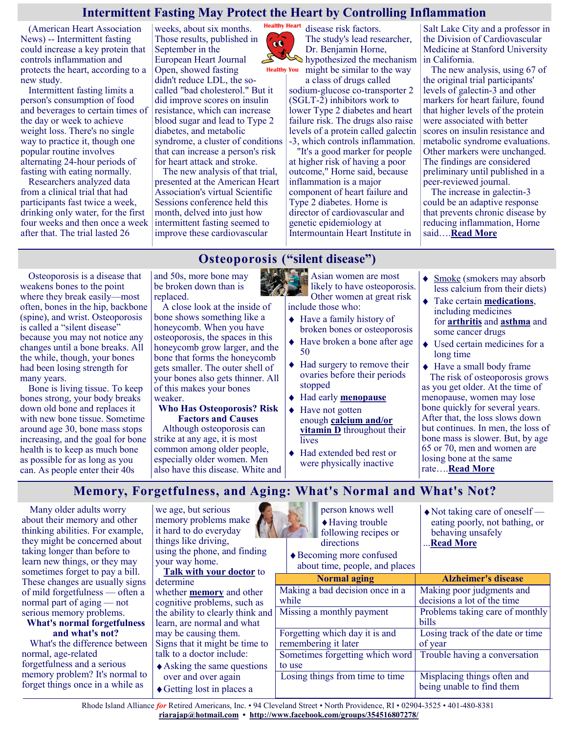## Intermittent Fasting May Protect the Heart by Controlling Inflammation

(American Heart Association News) -- Intermittent fasting could increase a key protein that controls inflammation and protects the heart, according to a new study.

Intermittent fasting limits a person's consumption of food and beverages to certain times of the day or week to achieve weight loss. There's no single way to practice it, though one popular routine involves alternating 24-hour periods of fasting with eating normally.

Researchers analyzed data from a clinical trial that had participants fast twice a week, drinking only water, for the first four weeks and then once a week after that. The trial lasted 26 weeks, about six months. Those results, published in September in the European Heart Journal Open, showed fasting didn't reduce LDL, the so-called "bad cholesterol." But it did improve scores on insulin resistance, which can increase blood sugar and lead to Type 2 diabetes, and metabolic syndrome, a cluster of conditions that can increase a person's risk for heart attack and stroke.

The new analysis of that trial, presented at the American Heart Association's virtual Scientific Sessions conference held this month, delved into just how intermittent fasting seemed to improve these cardiovascular disease risk factors.

The study's lead researcher, Dr. Benjamin Horne, hypothesized the mechanism might be similar to the way a class of drugs called sodium-glucose co-transporter 2 (SGLT-2) inhibitors work to lower Type 2 diabetes and heart failure risk. The drugs also raise levels of a protein called galectin-3, which controls inflammation.

"It's a good marker for people at higher risk of having a poor outcome," Horne said, because inflammation is a major component of heart failure and Type 2 diabetes. Horne is director of cardiovascular and genetic epidemiology at Intermountain Heart Institute in Salt Lake City and a professor in the Division of Cardiovascular Medicine at Stanford University in California.

The new analysis, using 67 of the original trial participants' levels of galectin-3 and other markers for heart failure, found that higher levels of the protein were associated with better scores on insulin resistance and metabolic syndrome evaluations. Other markers were unchanged. The findings are considered preliminary until published in a peer-reviewed journal.

The increase in galectin-3 could be an adaptive response that prevents chronic disease by reducing inflammation, Horne said….**Read More**

## Osteoporosis ("silent disease")

Osteoporosis is a disease that weakens bones to the point where they break easily—most often, bones in the hip, backbone (spine), and wrist. Osteoporosis is called a "silent disease" because you may not notice any changes until a bone breaks. All the while, though, your bones had been losing strength for many years.

Bone is living tissue. To keep bones strong, your body breaks down old bone and replaces it with new bone tissue. Sometime around age 30, bone mass stops increasing, and the goal for bone health is to keep as much bone as possible for as long as you can. As people enter their 40s and 50s, more bone may be broken down than is replaced.

A close look at the inside of bone shows something like a honeycomb. When you have osteoporosis, the spaces in this honeycomb grow larger, and the bone that forms the honeycomb gets smaller. The outer shell of your bones also gets thinner. All of this makes your bones weaker.

**Who Has Osteoporosis? Risk Factors and Causes**

Although osteoporosis can strike at any age, it is most common among older people, especially older women. Men also have this disease. White and Asian women are most likely to have osteoporosis. Other women at great risk include those who:

- Have a family history of broken bones or osteoporosis
- Have broken a bone after age 50
- Had surgery to remove their ovaries before their periods stopped
- Had early **menopause**
- Have not gotten enough **calcium and/or vitamin D** throughout their lives
- Had extended bed rest or were physically inactive
- Smoke (smokers may absorb less calcium from their diets)
- Take certain **medications**, including medicines for **arthritis** and **asthma** and some cancer drugs
- Used certain medicines for a long time
- Have a small body frame

The risk of osteoporosis grows as you get older. At the time of menopause, women may lose bone quickly for several years. After that, the loss slows down but continues. In men, the loss of bone mass is slower. But, by age 65 or 70, men and women are losing bone at the same rate….**Read More**

## Memory, Forgetfulness, and Aging: What's Normal and What's Not?

Many older adults worry about their memory and other thinking abilities. For example, they might be concerned about taking longer than before to learn new things, or they may sometimes forget to pay a bill. These changes are usually signs of mild forgetfulness — often a normal part of aging — not serious memory problems.

**What's normal forgetfulness and what's not?**

What's the difference between normal, age-related forgetfulness and a serious memory problem? It's normal to forget things once in a while as we age, but serious memory problems make it hard to do everyday things like driving, using the phone, and finding your way home.

**Talk with your doctor** to determine whether **memory** and other cognitive problems, such as the ability to clearly think and learn, are normal and what may be causing them. Signs that it might be time to talk to a doctor include:

- Asking the same questions over and over again
- Getting lost in places a person knows well
- Having trouble following recipes or directions
- Becoming more confused about time, people, and places
- Not taking care of oneself — eating poorly, not bathing, or behaving unsafely

...**Read More**

| Normal aging | Alzheimer's disease |
|---|---|
| Making a bad decision once in a while | Making poor judgments and decisions a lot of the time |
| Missing a monthly payment | Problems taking care of monthly bills |
| Forgetting which day it is and remembering it later | Losing track of the date or time of year |
| Sometimes forgetting which word to use | Trouble having a conversation |
| Losing things from time to time | Misplacing things often and being unable to find them |

Rhode Island Alliance *for* Retired Americans, Inc. • 94 Cleveland Street • North Providence, RI • 02904-3525 • 401-480-8381
**riarajap@hotmail.com** • **http://www.facebook.com/groups/354516807278/**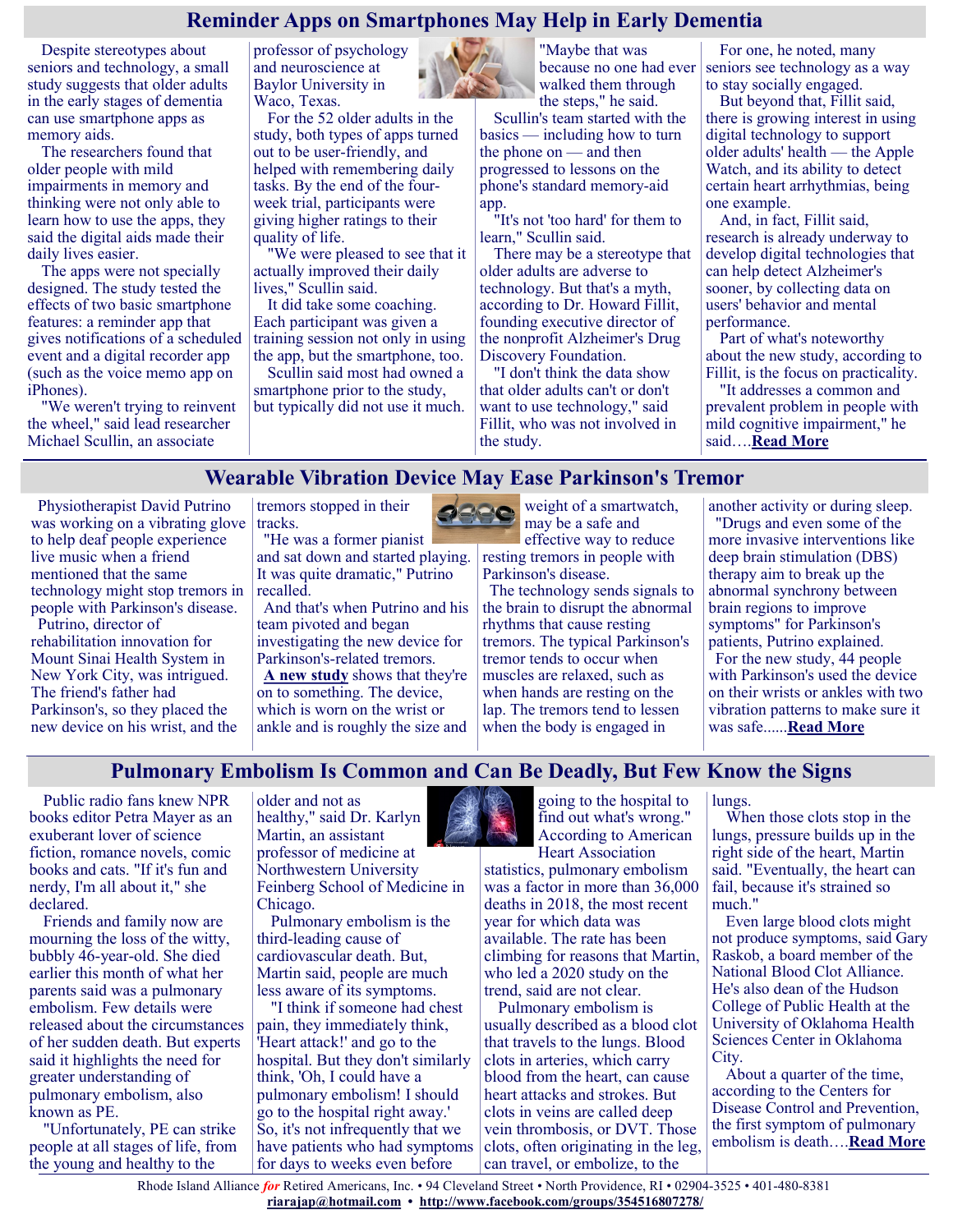## Reminder Apps on Smartphones May Help in Early Dementia

Despite stereotypes about seniors and technology, a small study suggests that older adults in the early stages of dementia can use smartphone apps as memory aids.

The researchers found that older people with mild impairments in memory and thinking were not only able to learn how to use the apps, they said the digital aids made their daily lives easier.

The apps were not specially designed. The study tested the effects of two basic smartphone features: a reminder app that gives notifications of a scheduled event and a digital recorder app (such as the voice memo app on iPhones).

"We weren't trying to reinvent the wheel," said lead researcher Michael Scullin, an associate professor of psychology and neuroscience at Baylor University in Waco, Texas.

For the 52 older adults in the study, both types of apps turned out to be user-friendly, and helped with remembering daily tasks. By the end of the four-week trial, participants were giving higher ratings to their quality of life.

"We were pleased to see that it actually improved their daily lives," Scullin said.

It did take some coaching. Each participant was given a training session not only in using the app, but the smartphone, too.

Scullin said most had owned a smartphone prior to the study, but typically did not use it much. "Maybe that was because no one had ever walked them through the steps," he said.

Scullin's team started with the basics — including how to turn the phone on — and then progressed to lessons on the phone's standard memory-aid app.

"It's not 'too hard' for them to learn," Scullin said.

There may be a stereotype that older adults are adverse to technology. But that's a myth, according to Dr. Howard Fillit, founding executive director of the nonprofit Alzheimer's Drug Discovery Foundation.

"I don't think the data show that older adults can't or don't want to use technology," said Fillit, who was not involved in the study.

For one, he noted, many seniors see technology as a way to stay socially engaged.

But beyond that, Fillit said, there is growing interest in using digital technology to support older adults' health — the Apple Watch, and its ability to detect certain heart arrhythmias, being one example.

And, in fact, Fillit said, research is already underway to develop digital technologies that can help detect Alzheimer's sooner, by collecting data on users' behavior and mental performance.

Part of what's noteworthy about the new study, according to Fillit, is the focus on practicality.

"It addresses a common and prevalent problem in people with mild cognitive impairment," he said….**Read More**

## Wearable Vibration Device May Ease Parkinson's Tremor

Physiotherapist David Putrino was working on a vibrating glove to help deaf people experience live music when a friend mentioned that the same technology might stop tremors in people with Parkinson's disease.

Putrino, director of rehabilitation innovation for Mount Sinai Health System in New York City, was intrigued. The friend's father had Parkinson's, so they placed the new device on his wrist, and the tremors stopped in their tracks.

"He was a former pianist and sat down and started playing. It was quite dramatic," Putrino recalled.

And that's when Putrino and his team pivoted and began investigating the new device for Parkinson's-related tremors.

**A new study** shows that they're on to something. The device, which is worn on the wrist or ankle and is roughly the size and weight of a smartwatch, may be a safe and effective way to reduce resting tremors in people with Parkinson's disease.

The technology sends signals to the brain to disrupt the abnormal rhythms that cause resting tremors. The typical Parkinson's tremor tends to occur when muscles are relaxed, such as when hands are resting on the lap. The tremors tend to lessen when the body is engaged in another activity or during sleep.

"Drugs and even some of the more invasive interventions like deep brain stimulation (DBS) therapy aim to break up the abnormal synchrony between brain regions to improve symptoms" for Parkinson's patients, Putrino explained.

For the new study, 44 people with Parkinson's used the device on their wrists or ankles with two vibration patterns to make sure it was safe......**Read More**

## Pulmonary Embolism Is Common and Can Be Deadly, But Few Know the Signs

Public radio fans knew NPR books editor Petra Mayer as an exuberant lover of science fiction, romance novels, comic books and cats. "If it's fun and nerdy, I'm all about it," she declared.

Friends and family now are mourning the loss of the witty, bubbly 46-year-old. She died earlier this month of what her parents said was a pulmonary embolism. Few details were released about the circumstances of her sudden death. But experts said it highlights the need for greater understanding of pulmonary embolism, also known as PE.

"Unfortunately, PE can strike people at all stages of life, from the young and healthy to the older and not as healthy," said Dr. Karlyn Martin, an assistant professor of medicine at Northwestern University Feinberg School of Medicine in Chicago.

Pulmonary embolism is the third-leading cause of cardiovascular death. But, Martin said, people are much less aware of its symptoms.

"I think if someone had chest pain, they immediately think, 'Heart attack!' and go to the hospital. But they don't similarly think, 'Oh, I could have a pulmonary embolism! I should go to the hospital right away.' So, it's not infrequently that we have patients who had symptoms for days to weeks even before going to the hospital to find out what's wrong."

According to American Heart Association statistics, pulmonary embolism was a factor in more than 36,000 deaths in 2018, the most recent year for which data was available. The rate has been climbing for reasons that Martin, who led a 2020 study on the trend, said are not clear.

Pulmonary embolism is usually described as a blood clot that travels to the lungs. Blood clots in arteries, which carry blood from the heart, can cause heart attacks and strokes. But clots in veins are called deep vein thrombosis, or DVT. Those clots, often originating in the leg, can travel, or embolize, to the lungs.

When those clots stop in the lungs, pressure builds up in the right side of the heart, Martin said. "Eventually, the heart can fail, because it's strained so much."

Even large blood clots might not produce symptoms, said Gary Raskob, a board member of the National Blood Clot Alliance. He's also dean of the Hudson College of Public Health at the University of Oklahoma Health Sciences Center in Oklahoma City.

About a quarter of the time, according to the Centers for Disease Control and Prevention, the first symptom of pulmonary embolism is death….**Read More**

Rhode Island Alliance *for* Retired Americans, Inc. • 94 Cleveland Street • North Providence, RI • 02904-3525 • 401-480-8381
riarajap@hotmail.com • http://www.facebook.com/groups/354516807278/